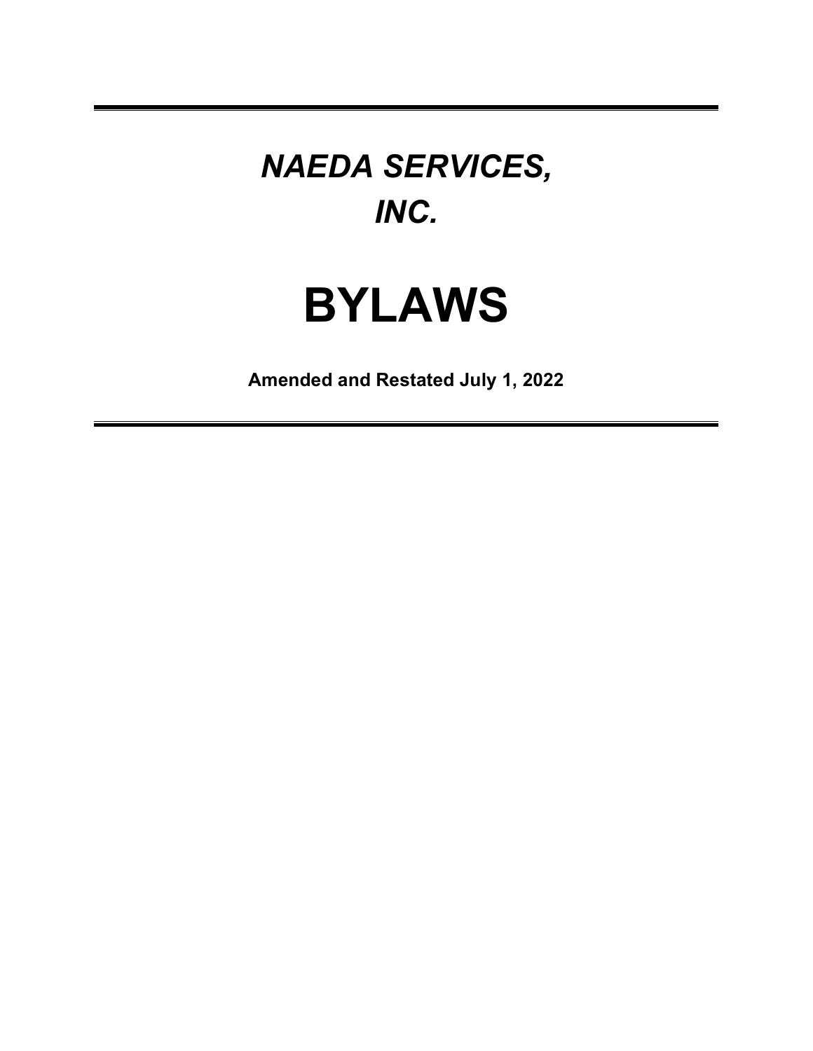# *NAEDA SERVICES, INC.*

# BYLAWS

**Amended and Restated July 1, 2022**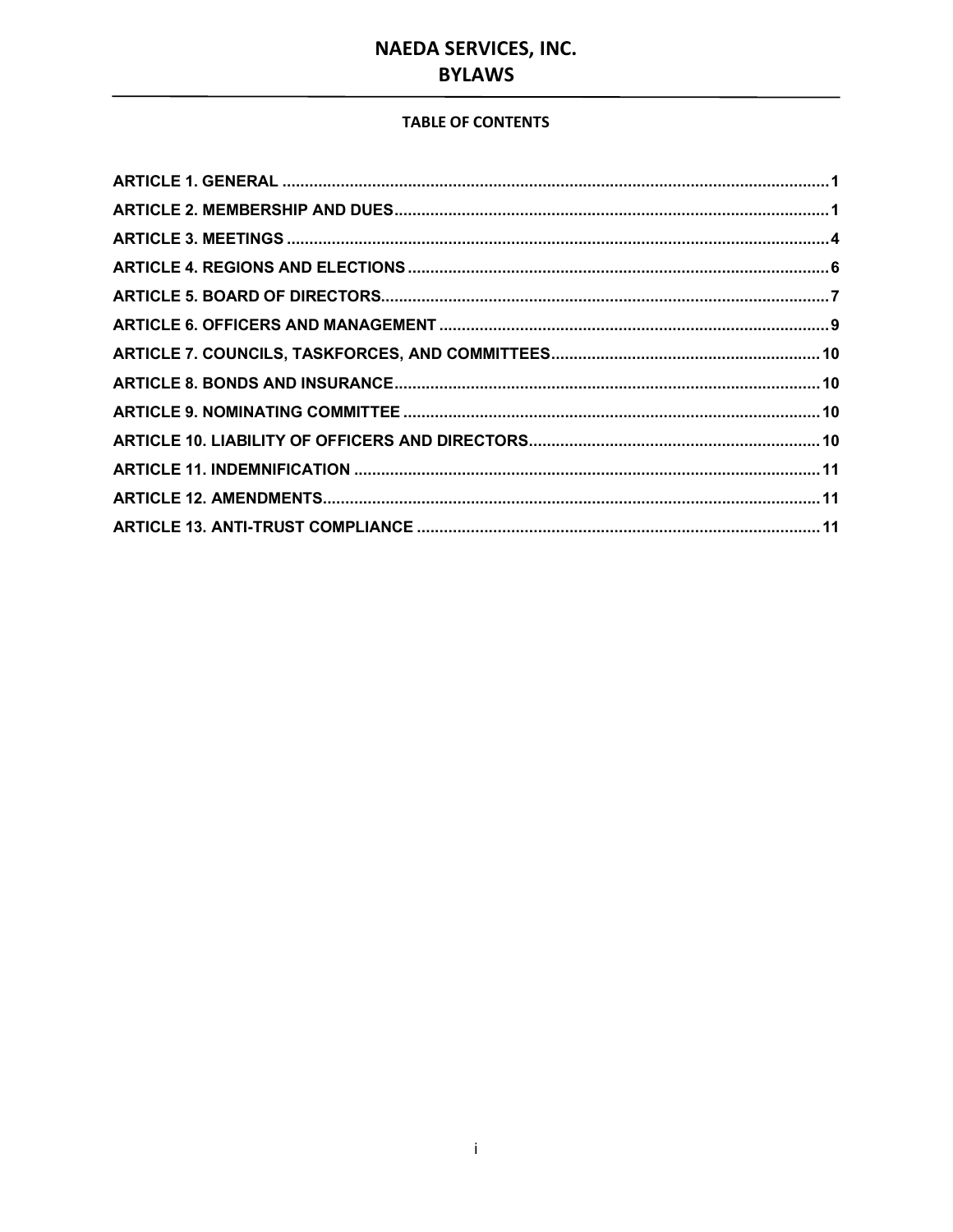# NAEDA SERVICES, INC.
# BYLAWS

## TABLE OF CONTENTS

ARTICLE 1. GENERAL ........................................................ 1
ARTICLE 2. MEMBERSHIP AND DUES ........................................................ 1
ARTICLE 3. MEETINGS ........................................................ 4
ARTICLE 4. REGIONS AND ELECTIONS ........................................................ 6
ARTICLE 5. BOARD OF DIRECTORS ........................................................ 7
ARTICLE 6. OFFICERS AND MANAGEMENT ........................................................ 9
ARTICLE 7. COUNCILS, TASKFORCES, AND COMMITTEES ........................................................ 10
ARTICLE 8. BONDS AND INSURANCE ........................................................ 10
ARTICLE 9. NOMINATING COMMITTEE ........................................................ 10
ARTICLE 10. LIABILITY OF OFFICERS AND DIRECTORS ........................................................ 10
ARTICLE 11. INDEMNIFICATION ........................................................ 11
ARTICLE 12. AMENDMENTS ........................................................ 11
ARTICLE 13. ANTI-TRUST COMPLIANCE ........................................................ 11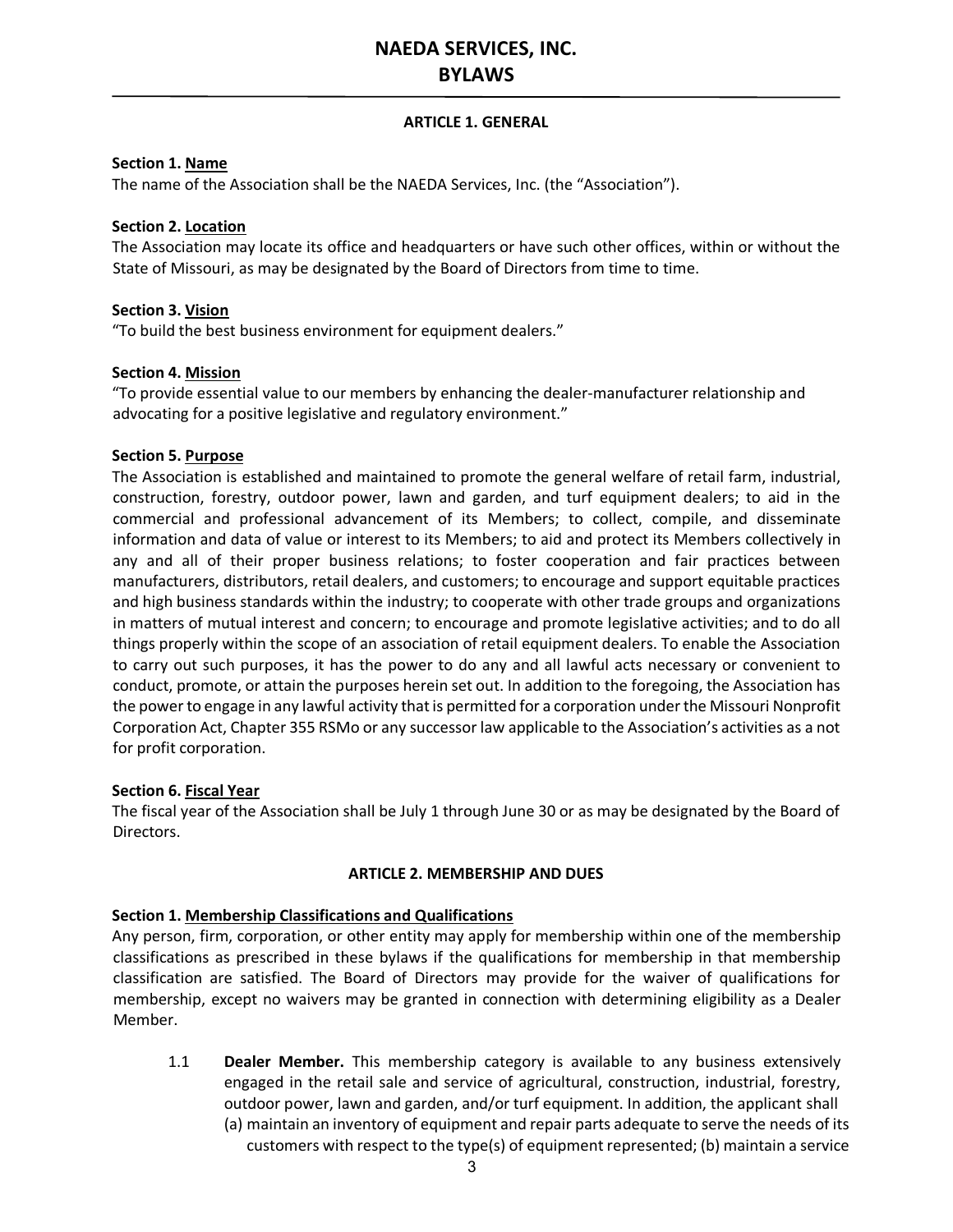# NAEDA SERVICES, INC.
# BYLAWS

## ARTICLE 1. GENERAL

**Section 1. Name**
The name of the Association shall be the NAEDA Services, Inc. (the "Association").

**Section 2. Location**
The Association may locate its office and headquarters or have such other offices, within or without the State of Missouri, as may be designated by the Board of Directors from time to time.

**Section 3. Vision**
"To build the best business environment for equipment dealers."

**Section 4. Mission**
"To provide essential value to our members by enhancing the dealer-manufacturer relationship and advocating for a positive legislative and regulatory environment."

**Section 5. Purpose**
The Association is established and maintained to promote the general welfare of retail farm, industrial, construction, forestry, outdoor power, lawn and garden, and turf equipment dealers; to aid in the commercial and professional advancement of its Members; to collect, compile, and disseminate information and data of value or interest to its Members; to aid and protect its Members collectively in any and all of their proper business relations; to foster cooperation and fair practices between manufacturers, distributors, retail dealers, and customers; to encourage and support equitable practices and high business standards within the industry; to cooperate with other trade groups and organizations in matters of mutual interest and concern; to encourage and promote legislative activities; and to do all things properly within the scope of an association of retail equipment dealers. To enable the Association to carry out such purposes, it has the power to do any and all lawful acts necessary or convenient to conduct, promote, or attain the purposes herein set out. In addition to the foregoing, the Association has the power to engage in any lawful activity that is permitted for a corporation under the Missouri Nonprofit Corporation Act, Chapter 355 RSMo or any successor law applicable to the Association's activities as a not for profit corporation.

**Section 6. Fiscal Year**
The fiscal year of the Association shall be July 1 through June 30 or as may be designated by the Board of Directors.

## ARTICLE 2. MEMBERSHIP AND DUES

**Section 1. Membership Classifications and Qualifications**
Any person, firm, corporation, or other entity may apply for membership within one of the membership classifications as prescribed in these bylaws if the qualifications for membership in that membership classification are satisfied. The Board of Directors may provide for the waiver of qualifications for membership, except no waivers may be granted in connection with determining eligibility as a Dealer Member.

1.1 **Dealer Member.** This membership category is available to any business extensively engaged in the retail sale and service of agricultural, construction, industrial, forestry, outdoor power, lawn and garden, and/or turf equipment. In addition, the applicant shall (a) maintain an inventory of equipment and repair parts adequate to serve the needs of its customers with respect to the type(s) of equipment represented; (b) maintain a service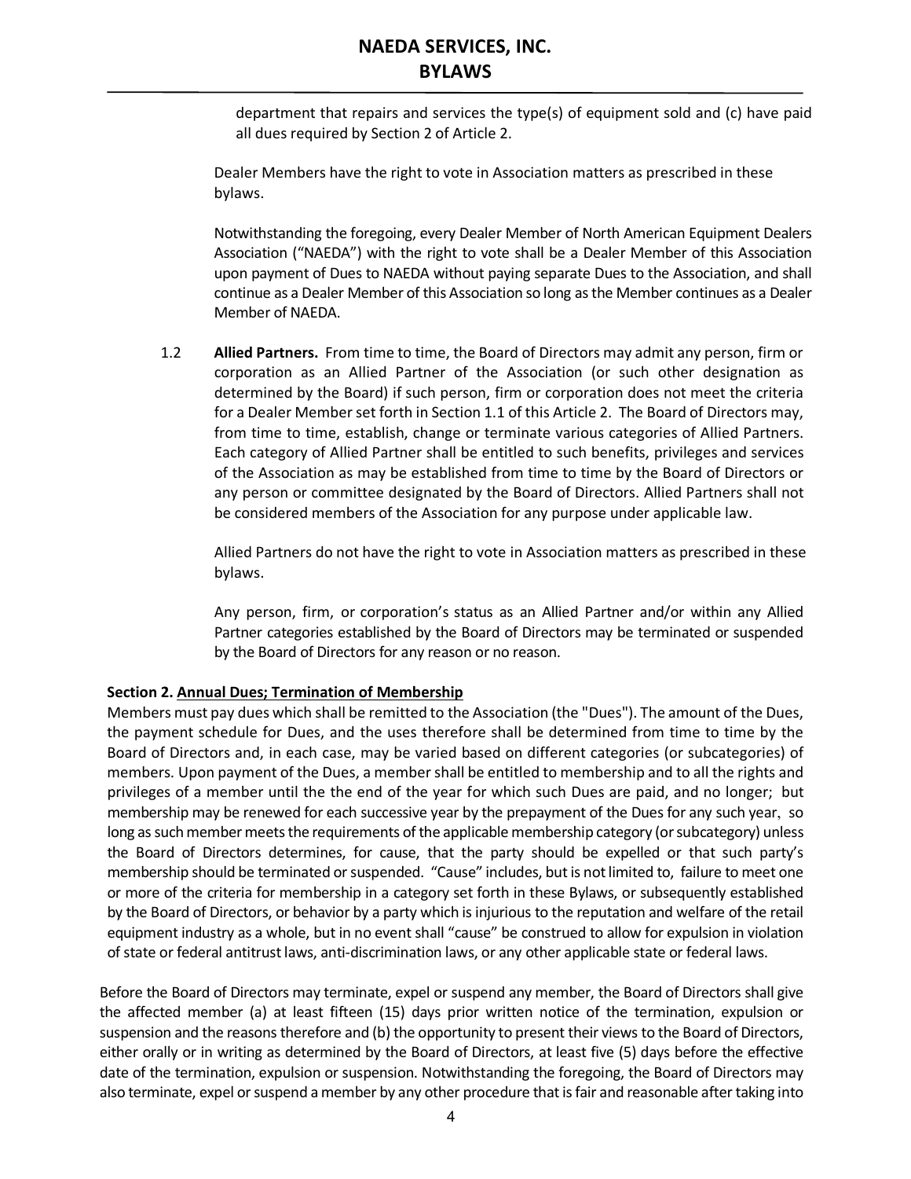department that repairs and services the type(s) of equipment sold and (c) have paid all dues required by Section 2 of Article 2.

Dealer Members have the right to vote in Association matters as prescribed in these bylaws.

Notwithstanding the foregoing, every Dealer Member of North American Equipment Dealers Association ("NAEDA") with the right to vote shall be a Dealer Member of this Association upon payment of Dues to NAEDA without paying separate Dues to the Association, and shall continue as a Dealer Member of this Association so long as the Member continues as a Dealer Member of NAEDA.

1.2 **Allied Partners.** From time to time, the Board of Directors may admit any person, firm or corporation as an Allied Partner of the Association (or such other designation as determined by the Board) if such person, firm or corporation does not meet the criteria for a Dealer Member set forth in Section 1.1 of this Article 2. The Board of Directors may, from time to time, establish, change or terminate various categories of Allied Partners. Each category of Allied Partner shall be entitled to such benefits, privileges and services of the Association as may be established from time to time by the Board of Directors or any person or committee designated by the Board of Directors. Allied Partners shall not be considered members of the Association for any purpose under applicable law.

Allied Partners do not have the right to vote in Association matters as prescribed in these bylaws.

Any person, firm, or corporation's status as an Allied Partner and/or within any Allied Partner categories established by the Board of Directors may be terminated or suspended by the Board of Directors for any reason or no reason.

**Section 2. Annual Dues; Termination of Membership**

Members must pay dues which shall be remitted to the Association (the "Dues"). The amount of the Dues, the payment schedule for Dues, and the uses therefore shall be determined from time to time by the Board of Directors and, in each case, may be varied based on different categories (or subcategories) of members. Upon payment of the Dues, a member shall be entitled to membership and to all the rights and privileges of a member until the the end of the year for which such Dues are paid, and no longer; but membership may be renewed for each successive year by the prepayment of the Dues for any such year, so long as such member meets the requirements of the applicable membership category (or subcategory) unless the Board of Directors determines, for cause, that the party should be expelled or that such party's membership should be terminated or suspended. "Cause" includes, but is not limited to, failure to meet one or more of the criteria for membership in a category set forth in these Bylaws, or subsequently established by the Board of Directors, or behavior by a party which is injurious to the reputation and welfare of the retail equipment industry as a whole, but in no event shall "cause" be construed to allow for expulsion in violation of state or federal antitrust laws, anti-discrimination laws, or any other applicable state or federal laws.

Before the Board of Directors may terminate, expel or suspend any member, the Board of Directors shall give the affected member (a) at least fifteen (15) days prior written notice of the termination, expulsion or suspension and the reasons therefore and (b) the opportunity to present their views to the Board of Directors, either orally or in writing as determined by the Board of Directors, at least five (5) days before the effective date of the termination, expulsion or suspension. Notwithstanding the foregoing, the Board of Directors may also terminate, expel or suspend a member by any other procedure that is fair and reasonable after taking into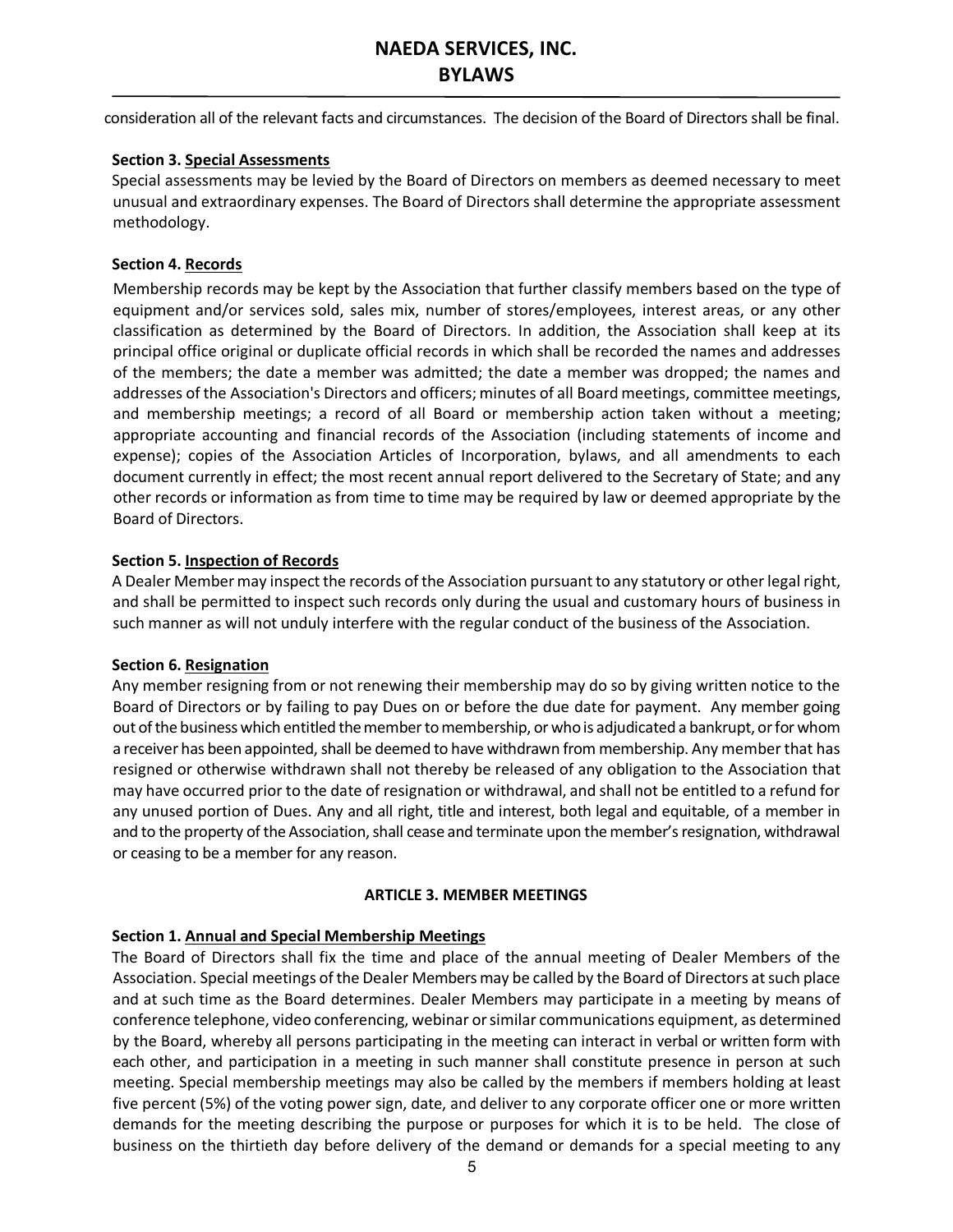consideration all of the relevant facts and circumstances. The decision of the Board of Directors shall be final.

**Section 3. Special Assessments**

Special assessments may be levied by the Board of Directors on members as deemed necessary to meet unusual and extraordinary expenses. The Board of Directors shall determine the appropriate assessment methodology.

**Section 4. Records**

Membership records may be kept by the Association that further classify members based on the type of equipment and/or services sold, sales mix, number of stores/employees, interest areas, or any other classification as determined by the Board of Directors. In addition, the Association shall keep at its principal office original or duplicate official records in which shall be recorded the names and addresses of the members; the date a member was admitted; the date a member was dropped; the names and addresses of the Association's Directors and officers; minutes of all Board meetings, committee meetings, and membership meetings; a record of all Board or membership action taken without a meeting; appropriate accounting and financial records of the Association (including statements of income and expense); copies of the Association Articles of Incorporation, bylaws, and all amendments to each document currently in effect; the most recent annual report delivered to the Secretary of State; and any other records or information as from time to time may be required by law or deemed appropriate by the Board of Directors.

**Section 5. Inspection of Records**

A Dealer Member may inspect the records of the Association pursuant to any statutory or other legal right, and shall be permitted to inspect such records only during the usual and customary hours of business in such manner as will not unduly interfere with the regular conduct of the business of the Association.

**Section 6. Resignation**

Any member resigning from or not renewing their membership may do so by giving written notice to the Board of Directors or by failing to pay Dues on or before the due date for payment. Any member going out of the business which entitled the member to membership, or who is adjudicated a bankrupt, or for whom a receiver has been appointed, shall be deemed to have withdrawn from membership. Any member that has resigned or otherwise withdrawn shall not thereby be released of any obligation to the Association that may have occurred prior to the date of resignation or withdrawal, and shall not be entitled to a refund for any unused portion of Dues. Any and all right, title and interest, both legal and equitable, of a member in and to the property of the Association, shall cease and terminate upon the member's resignation, withdrawal or ceasing to be a member for any reason.

## ARTICLE 3. MEMBER MEETINGS

**Section 1. Annual and Special Membership Meetings**

The Board of Directors shall fix the time and place of the annual meeting of Dealer Members of the Association. Special meetings of the Dealer Members may be called by the Board of Directors at such place and at such time as the Board determines. Dealer Members may participate in a meeting by means of conference telephone, video conferencing, webinar or similar communications equipment, as determined by the Board, whereby all persons participating in the meeting can interact in verbal or written form with each other, and participation in a meeting in such manner shall constitute presence in person at such meeting. Special membership meetings may also be called by the members if members holding at least five percent (5%) of the voting power sign, date, and deliver to any corporate officer one or more written demands for the meeting describing the purpose or purposes for which it is to be held. The close of business on the thirtieth day before delivery of the demand or demands for a special meeting to any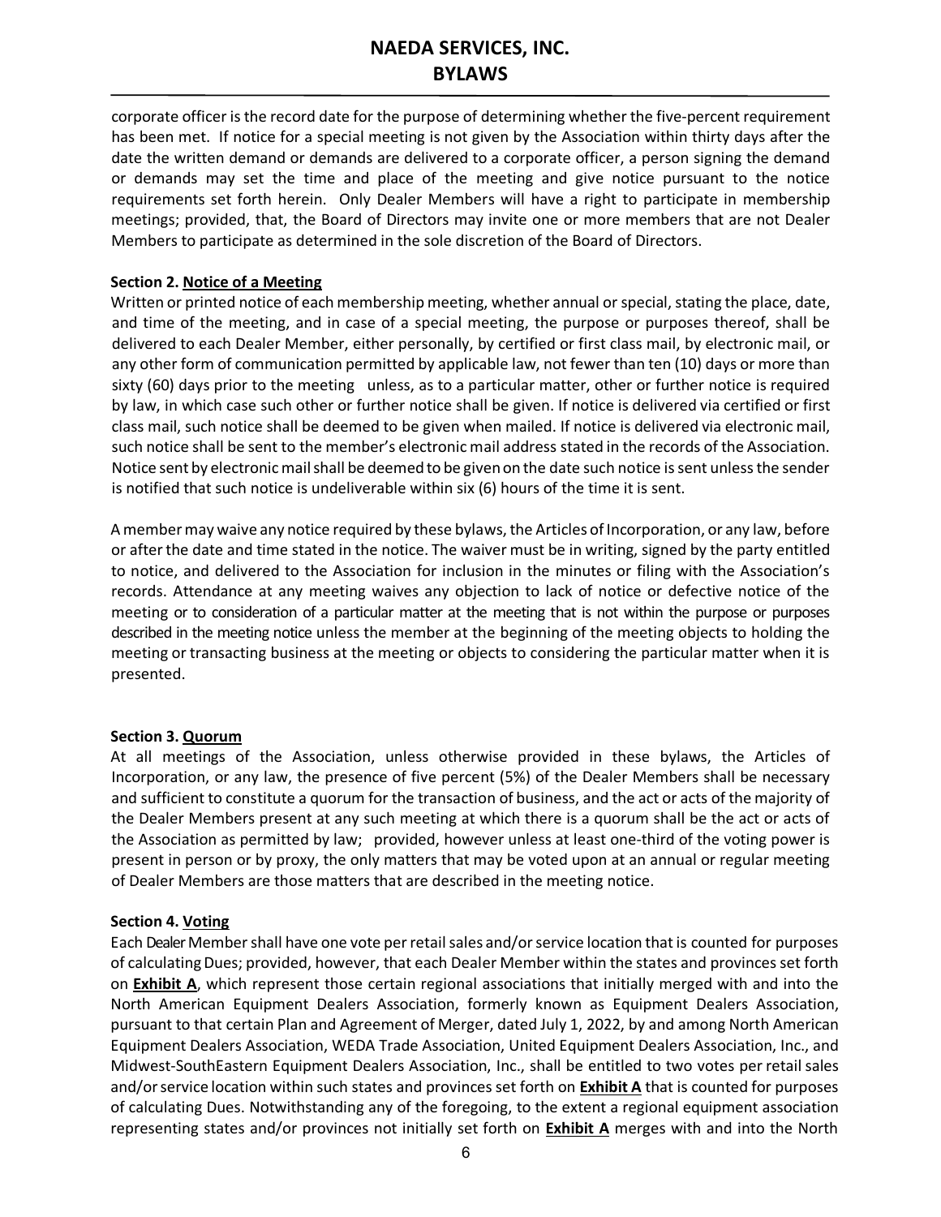corporate officer is the record date for the purpose of determining whether the five-percent requirement has been met. If notice for a special meeting is not given by the Association within thirty days after the date the written demand or demands are delivered to a corporate officer, a person signing the demand or demands may set the time and place of the meeting and give notice pursuant to the notice requirements set forth herein. Only Dealer Members will have a right to participate in membership meetings; provided, that, the Board of Directors may invite one or more members that are not Dealer Members to participate as determined in the sole discretion of the Board of Directors.

**Section 2. Notice of a Meeting**

Written or printed notice of each membership meeting, whether annual or special, stating the place, date, and time of the meeting, and in case of a special meeting, the purpose or purposes thereof, shall be delivered to each Dealer Member, either personally, by certified or first class mail, by electronic mail, or any other form of communication permitted by applicable law, not fewer than ten (10) days or more than sixty (60) days prior to the meeting unless, as to a particular matter, other or further notice is required by law, in which case such other or further notice shall be given. If notice is delivered via certified or first class mail, such notice shall be deemed to be given when mailed. If notice is delivered via electronic mail, such notice shall be sent to the member's electronic mail address stated in the records of the Association. Notice sent by electronic mail shall be deemed to be given on the date such notice is sent unless the sender is notified that such notice is undeliverable within six (6) hours of the time it is sent.

A member may waive any notice required by these bylaws, the Articles of Incorporation, or any law, before or after the date and time stated in the notice. The waiver must be in writing, signed by the party entitled to notice, and delivered to the Association for inclusion in the minutes or filing with the Association's records. Attendance at any meeting waives any objection to lack of notice or defective notice of the meeting or to consideration of a particular matter at the meeting that is not within the purpose or purposes described in the meeting notice unless the member at the beginning of the meeting objects to holding the meeting or transacting business at the meeting or objects to considering the particular matter when it is presented.

**Section 3. Quorum**

At all meetings of the Association, unless otherwise provided in these bylaws, the Articles of Incorporation, or any law, the presence of five percent (5%) of the Dealer Members shall be necessary and sufficient to constitute a quorum for the transaction of business, and the act or acts of the majority of the Dealer Members present at any such meeting at which there is a quorum shall be the act or acts of the Association as permitted by law; provided, however unless at least one-third of the voting power is present in person or by proxy, the only matters that may be voted upon at an annual or regular meeting of Dealer Members are those matters that are described in the meeting notice.

**Section 4. Voting**

Each Dealer Member shall have one vote per retail sales and/or service location that is counted for purposes of calculating Dues; provided, however, that each Dealer Member within the states and provinces set forth on **Exhibit A**, which represent those certain regional associations that initially merged with and into the North American Equipment Dealers Association, formerly known as Equipment Dealers Association, pursuant to that certain Plan and Agreement of Merger, dated July 1, 2022, by and among North American Equipment Dealers Association, WEDA Trade Association, United Equipment Dealers Association, Inc., and Midwest-SouthEastern Equipment Dealers Association, Inc., shall be entitled to two votes per retail sales and/or service location within such states and provinces set forth on **Exhibit A** that is counted for purposes of calculating Dues. Notwithstanding any of the foregoing, to the extent a regional equipment association representing states and/or provinces not initially set forth on **Exhibit A** merges with and into the North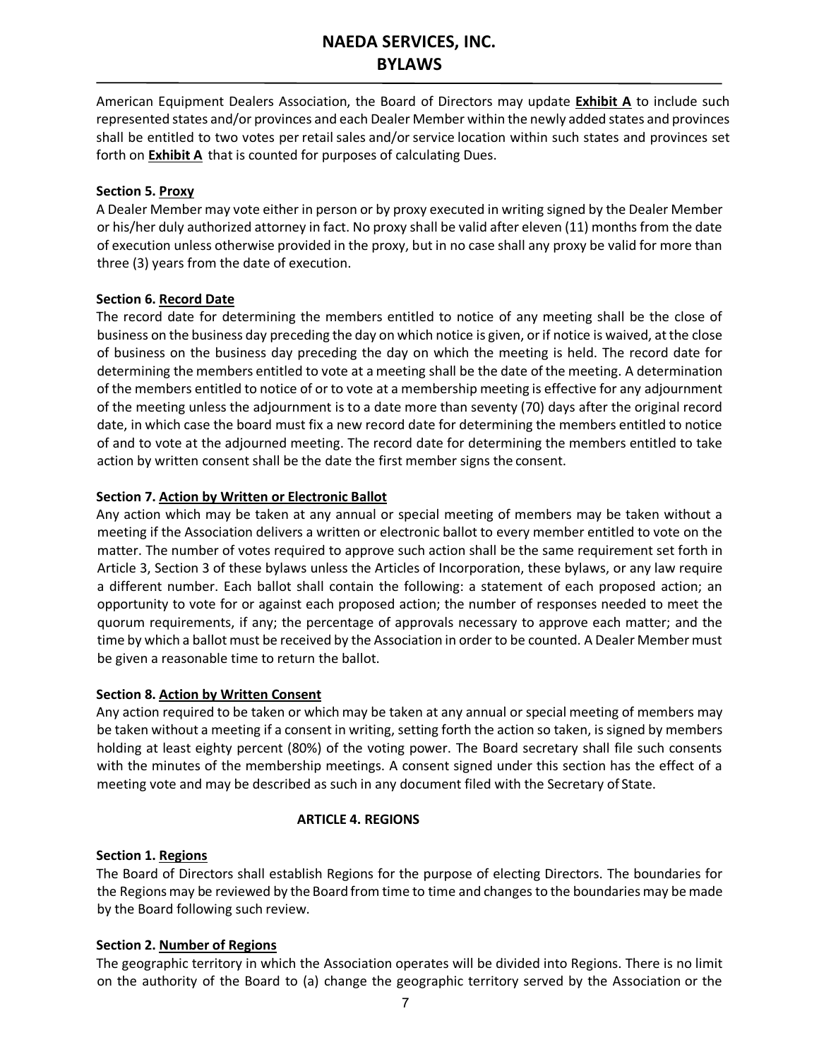American Equipment Dealers Association, the Board of Directors may update **Exhibit A** to include such represented states and/or provinces and each Dealer Member within the newly added states and provinces shall be entitled to two votes per retail sales and/or service location within such states and provinces set forth on **Exhibit A** that is counted for purposes of calculating Dues.

**Section 5. Proxy**

A Dealer Member may vote either in person or by proxy executed in writing signed by the Dealer Member or his/her duly authorized attorney in fact. No proxy shall be valid after eleven (11) months from the date of execution unless otherwise provided in the proxy, but in no case shall any proxy be valid for more than three (3) years from the date of execution.

**Section 6. Record Date**

The record date for determining the members entitled to notice of any meeting shall be the close of business on the business day preceding the day on which notice is given, or if notice is waived, at the close of business on the business day preceding the day on which the meeting is held. The record date for determining the members entitled to vote at a meeting shall be the date of the meeting. A determination of the members entitled to notice of or to vote at a membership meeting is effective for any adjournment of the meeting unless the adjournment is to a date more than seventy (70) days after the original record date, in which case the board must fix a new record date for determining the members entitled to notice of and to vote at the adjourned meeting. The record date for determining the members entitled to take action by written consent shall be the date the first member signs the consent.

**Section 7. Action by Written or Electronic Ballot**

Any action which may be taken at any annual or special meeting of members may be taken without a meeting if the Association delivers a written or electronic ballot to every member entitled to vote on the matter. The number of votes required to approve such action shall be the same requirement set forth in Article 3, Section 3 of these bylaws unless the Articles of Incorporation, these bylaws, or any law require a different number. Each ballot shall contain the following: a statement of each proposed action; an opportunity to vote for or against each proposed action; the number of responses needed to meet the quorum requirements, if any; the percentage of approvals necessary to approve each matter; and the time by which a ballot must be received by the Association in order to be counted. A Dealer Member must be given a reasonable time to return the ballot.

**Section 8. Action by Written Consent**

Any action required to be taken or which may be taken at any annual or special meeting of members may be taken without a meeting if a consent in writing, setting forth the action so taken, is signed by members holding at least eighty percent (80%) of the voting power. The Board secretary shall file such consents with the minutes of the membership meetings. A consent signed under this section has the effect of a meeting vote and may be described as such in any document filed with the Secretary of State.

## ARTICLE 4. REGIONS

**Section 1. Regions**

The Board of Directors shall establish Regions for the purpose of electing Directors. The boundaries for the Regions may be reviewed by the Board from time to time and changes to the boundaries may be made by the Board following such review.

**Section 2. Number of Regions**

The geographic territory in which the Association operates will be divided into Regions. There is no limit on the authority of the Board to (a) change the geographic territory served by the Association or the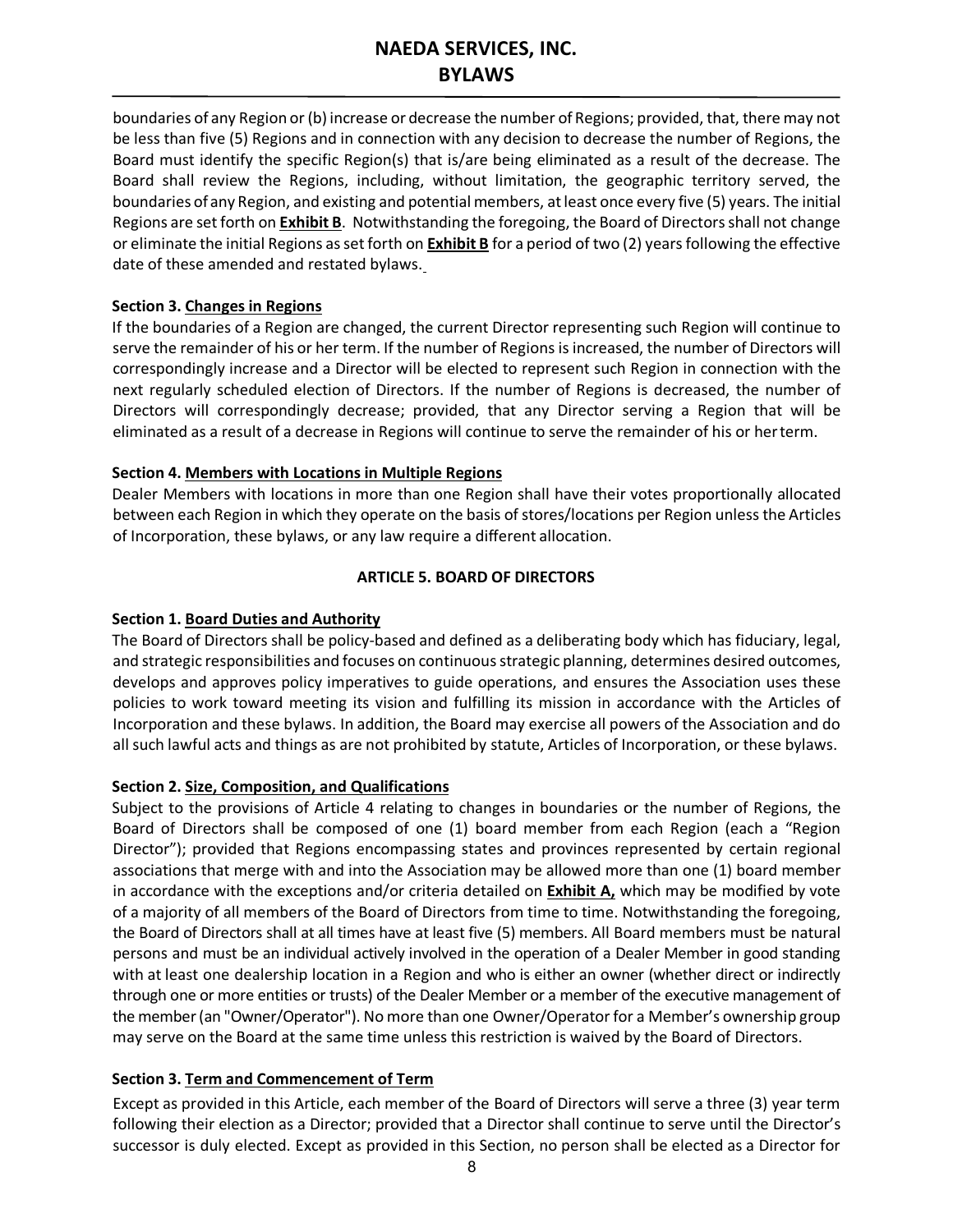boundaries of any Region or (b) increase or decrease the number of Regions; provided, that, there may not be less than five (5) Regions and in connection with any decision to decrease the number of Regions, the Board must identify the specific Region(s) that is/are being eliminated as a result of the decrease. The Board shall review the Regions, including, without limitation, the geographic territory served, the boundaries of any Region, and existing and potential members, at least once every five (5) years. The initial Regions are set forth on **Exhibit B**. Notwithstanding the foregoing, the Board of Directors shall not change or eliminate the initial Regions as set forth on **Exhibit B** for a period of two (2) years following the effective date of these amended and restated bylaws.

**Section 3. Changes in Regions**

If the boundaries of a Region are changed, the current Director representing such Region will continue to serve the remainder of his or her term. If the number of Regions is increased, the number of Directors will correspondingly increase and a Director will be elected to represent such Region in connection with the next regularly scheduled election of Directors. If the number of Regions is decreased, the number of Directors will correspondingly decrease; provided, that any Director serving a Region that will be eliminated as a result of a decrease in Regions will continue to serve the remainder of his or her term.

**Section 4. Members with Locations in Multiple Regions**

Dealer Members with locations in more than one Region shall have their votes proportionally allocated between each Region in which they operate on the basis of stores/locations per Region unless the Articles of Incorporation, these bylaws, or any law require a different allocation.

## ARTICLE 5. BOARD OF DIRECTORS

**Section 1. Board Duties and Authority**

The Board of Directors shall be policy-based and defined as a deliberating body which has fiduciary, legal, and strategic responsibilities and focuses on continuous strategic planning, determines desired outcomes, develops and approves policy imperatives to guide operations, and ensures the Association uses these policies to work toward meeting its vision and fulfilling its mission in accordance with the Articles of Incorporation and these bylaws. In addition, the Board may exercise all powers of the Association and do all such lawful acts and things as are not prohibited by statute, Articles of Incorporation, or these bylaws.

**Section 2. Size, Composition, and Qualifications**

Subject to the provisions of Article 4 relating to changes in boundaries or the number of Regions, the Board of Directors shall be composed of one (1) board member from each Region (each a "Region Director"); provided that Regions encompassing states and provinces represented by certain regional associations that merge with and into the Association may be allowed more than one (1) board member in accordance with the exceptions and/or criteria detailed on **Exhibit A,** which may be modified by vote of a majority of all members of the Board of Directors from time to time. Notwithstanding the foregoing, the Board of Directors shall at all times have at least five (5) members. All Board members must be natural persons and must be an individual actively involved in the operation of a Dealer Member in good standing with at least one dealership location in a Region and who is either an owner (whether direct or indirectly through one or more entities or trusts) of the Dealer Member or a member of the executive management of the member (an "Owner/Operator"). No more than one Owner/Operator for a Member's ownership group may serve on the Board at the same time unless this restriction is waived by the Board of Directors.

**Section 3. Term and Commencement of Term**

Except as provided in this Article, each member of the Board of Directors will serve a three (3) year term following their election as a Director; provided that a Director shall continue to serve until the Director's successor is duly elected. Except as provided in this Section, no person shall be elected as a Director for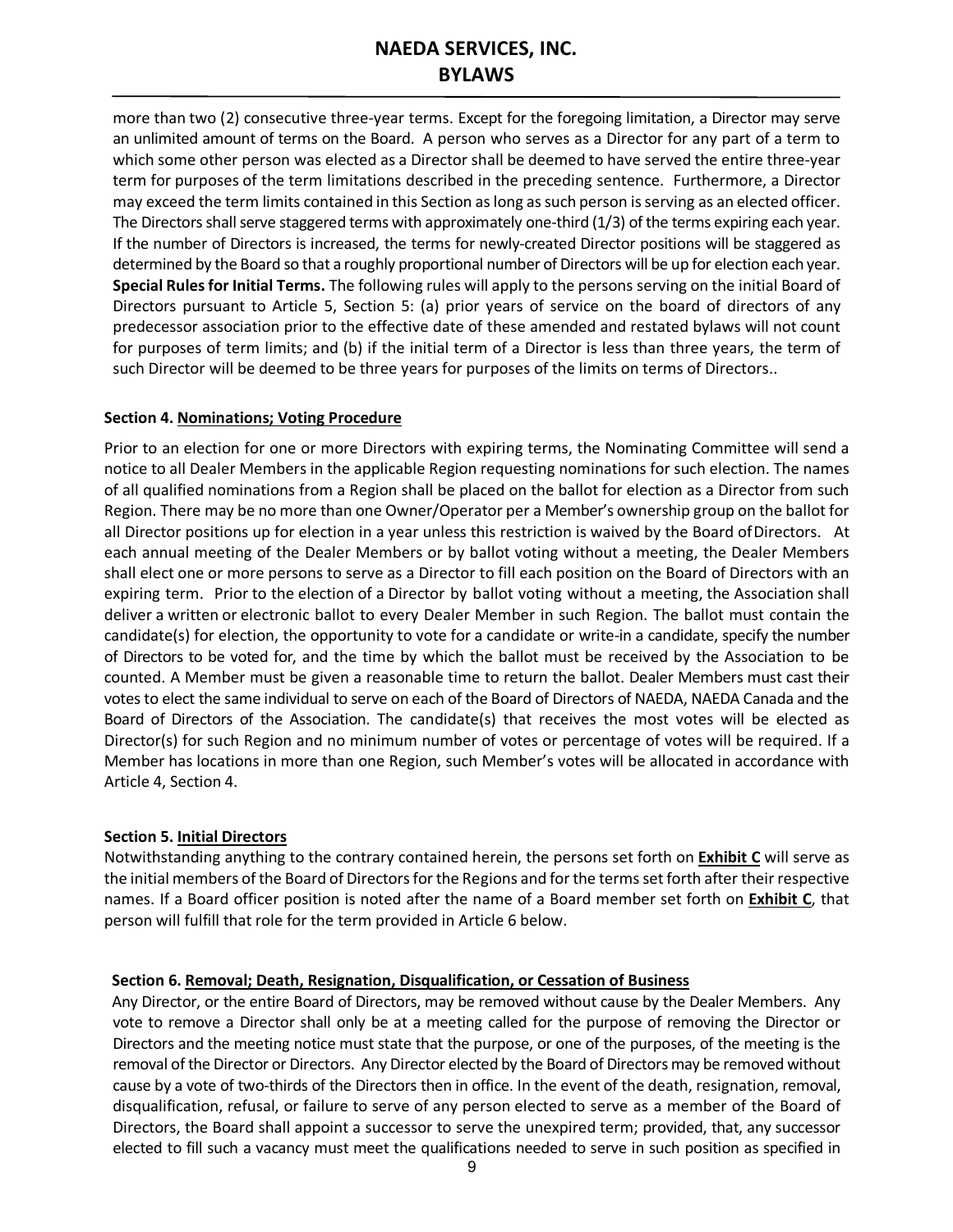more than two (2) consecutive three-year terms. Except for the foregoing limitation, a Director may serve an unlimited amount of terms on the Board. A person who serves as a Director for any part of a term to which some other person was elected as a Director shall be deemed to have served the entire three-year term for purposes of the term limitations described in the preceding sentence. Furthermore, a Director may exceed the term limits contained in this Section as long as such person is serving as an elected officer. The Directors shall serve staggered terms with approximately one-third (1/3) of the terms expiring each year. If the number of Directors is increased, the terms for newly-created Director positions will be staggered as determined by the Board so that a roughly proportional number of Directors will be up for election each year. **Special Rules for Initial Terms.** The following rules will apply to the persons serving on the initial Board of Directors pursuant to Article 5, Section 5: (a) prior years of service on the board of directors of any predecessor association prior to the effective date of these amended and restated bylaws will not count for purposes of term limits; and (b) if the initial term of a Director is less than three years, the term of such Director will be deemed to be three years for purposes of the limits on terms of Directors..

**Section 4. Nominations; Voting Procedure**

Prior to an election for one or more Directors with expiring terms, the Nominating Committee will send a notice to all Dealer Members in the applicable Region requesting nominations for such election. The names of all qualified nominations from a Region shall be placed on the ballot for election as a Director from such Region. There may be no more than one Owner/Operator per a Member's ownership group on the ballot for all Director positions up for election in a year unless this restriction is waived by the Board of Directors. At each annual meeting of the Dealer Members or by ballot voting without a meeting, the Dealer Members shall elect one or more persons to serve as a Director to fill each position on the Board of Directors with an expiring term. Prior to the election of a Director by ballot voting without a meeting, the Association shall deliver a written or electronic ballot to every Dealer Member in such Region. The ballot must contain the candidate(s) for election, the opportunity to vote for a candidate or write-in a candidate, specify the number of Directors to be voted for, and the time by which the ballot must be received by the Association to be counted. A Member must be given a reasonable time to return the ballot. Dealer Members must cast their votes to elect the same individual to serve on each of the Board of Directors of NAEDA, NAEDA Canada and the Board of Directors of the Association. The candidate(s) that receives the most votes will be elected as Director(s) for such Region and no minimum number of votes or percentage of votes will be required. If a Member has locations in more than one Region, such Member's votes will be allocated in accordance with Article 4, Section 4.

**Section 5. Initial Directors**

Notwithstanding anything to the contrary contained herein, the persons set forth on **Exhibit C** will serve as the initial members of the Board of Directors for the Regions and for the terms set forth after their respective names. If a Board officer position is noted after the name of a Board member set forth on **Exhibit C**, that person will fulfill that role for the term provided in Article 6 below.

**Section 6. Removal; Death, Resignation, Disqualification, or Cessation of Business**

Any Director, or the entire Board of Directors, may be removed without cause by the Dealer Members. Any vote to remove a Director shall only be at a meeting called for the purpose of removing the Director or Directors and the meeting notice must state that the purpose, or one of the purposes, of the meeting is the removal of the Director or Directors. Any Director elected by the Board of Directors may be removed without cause by a vote of two-thirds of the Directors then in office. In the event of the death, resignation, removal, disqualification, refusal, or failure to serve of any person elected to serve as a member of the Board of Directors, the Board shall appoint a successor to serve the unexpired term; provided, that, any successor elected to fill such a vacancy must meet the qualifications needed to serve in such position as specified in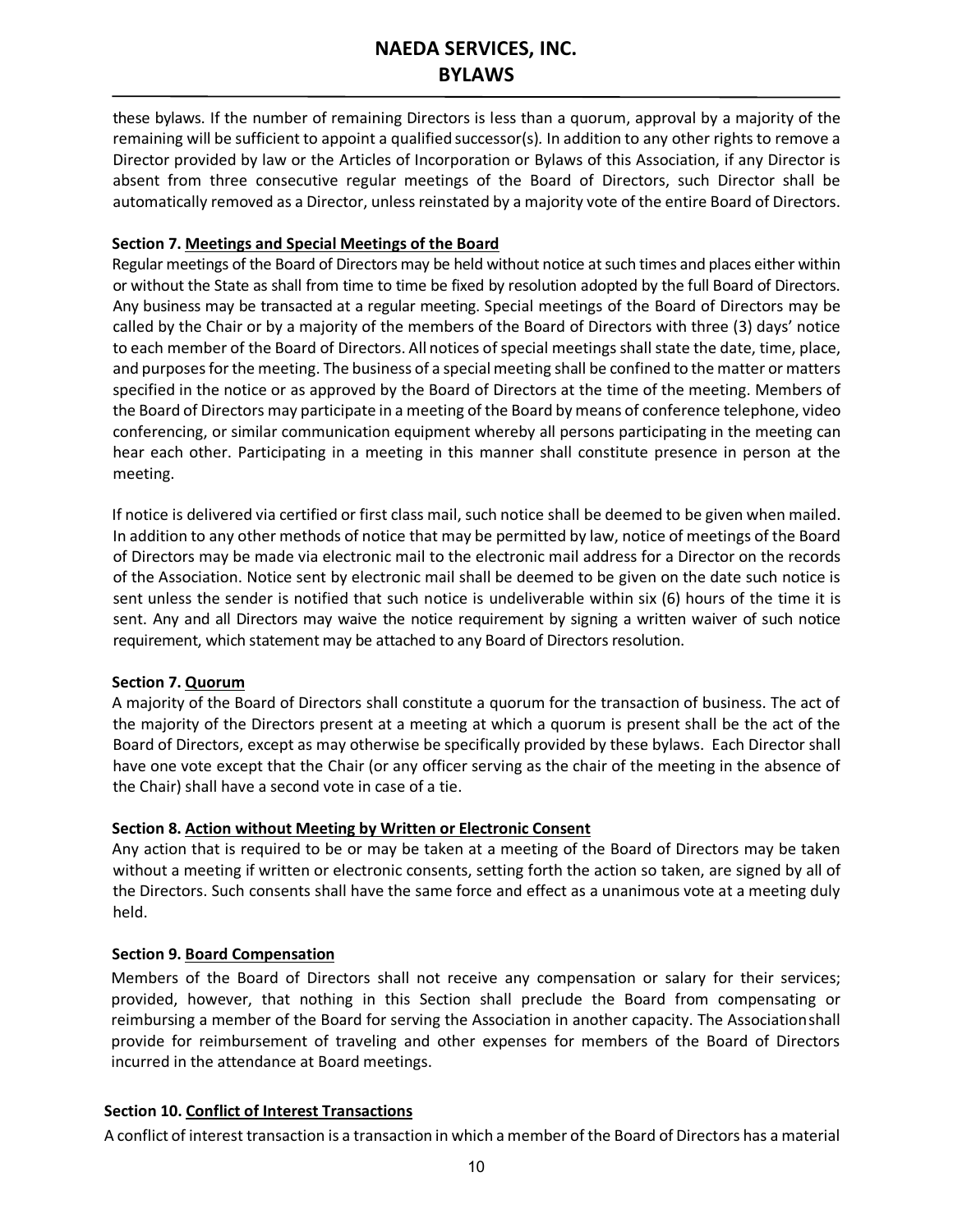these bylaws. If the number of remaining Directors is less than a quorum, approval by a majority of the remaining will be sufficient to appoint a qualified successor(s). In addition to any other rights to remove a Director provided by law or the Articles of Incorporation or Bylaws of this Association, if any Director is absent from three consecutive regular meetings of the Board of Directors, such Director shall be automatically removed as a Director, unless reinstated by a majority vote of the entire Board of Directors.

**Section 7. <u>Meetings and Special Meetings of the Board</u>**

Regular meetings of the Board of Directors may be held without notice at such times and places either within or without the State as shall from time to time be fixed by resolution adopted by the full Board of Directors. Any business may be transacted at a regular meeting. Special meetings of the Board of Directors may be called by the Chair or by a majority of the members of the Board of Directors with three (3) days' notice to each member of the Board of Directors. All notices of special meetings shall state the date, time, place, and purposes for the meeting. The business of a special meeting shall be confined to the matter or matters specified in the notice or as approved by the Board of Directors at the time of the meeting. Members of the Board of Directors may participate in a meeting of the Board by means of conference telephone, video conferencing, or similar communication equipment whereby all persons participating in the meeting can hear each other. Participating in a meeting in this manner shall constitute presence in person at the meeting.

If notice is delivered via certified or first class mail, such notice shall be deemed to be given when mailed. In addition to any other methods of notice that may be permitted by law, notice of meetings of the Board of Directors may be made via electronic mail to the electronic mail address for a Director on the records of the Association. Notice sent by electronic mail shall be deemed to be given on the date such notice is sent unless the sender is notified that such notice is undeliverable within six (6) hours of the time it is sent. Any and all Directors may waive the notice requirement by signing a written waiver of such notice requirement, which statement may be attached to any Board of Directors resolution.

**Section 7. <u>Quorum</u>**

A majority of the Board of Directors shall constitute a quorum for the transaction of business. The act of the majority of the Directors present at a meeting at which a quorum is present shall be the act of the Board of Directors, except as may otherwise be specifically provided by these bylaws. Each Director shall have one vote except that the Chair (or any officer serving as the chair of the meeting in the absence of the Chair) shall have a second vote in case of a tie.

**Section 8. <u>Action without Meeting by Written or Electronic Consent</u>**

Any action that is required to be or may be taken at a meeting of the Board of Directors may be taken without a meeting if written or electronic consents, setting forth the action so taken, are signed by all of the Directors. Such consents shall have the same force and effect as a unanimous vote at a meeting duly held.

**Section 9. <u>Board Compensation</u>**

Members of the Board of Directors shall not receive any compensation or salary for their services; provided, however, that nothing in this Section shall preclude the Board from compensating or reimbursing a member of the Board for serving the Association in another capacity. The Association shall provide for reimbursement of traveling and other expenses for members of the Board of Directors incurred in the attendance at Board meetings.

**Section 10. <u>Conflict of Interest Transactions</u>**

A conflict of interest transaction is a transaction in which a member of the Board of Directors has a material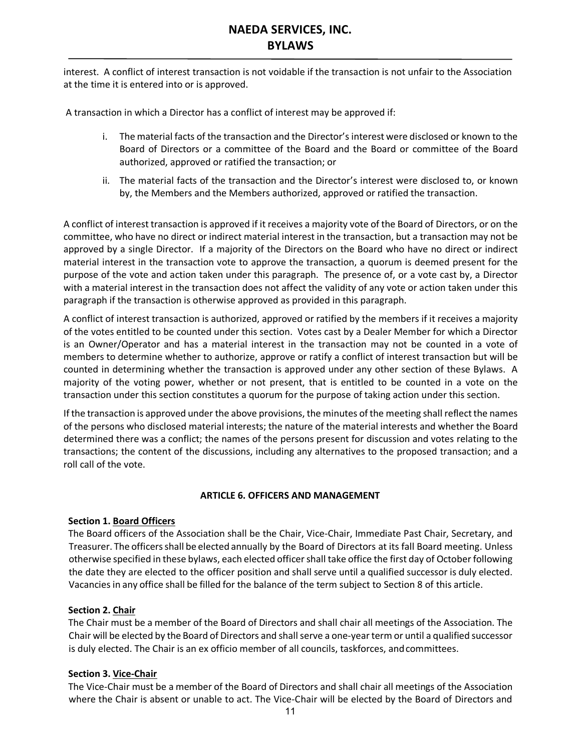interest. A conflict of interest transaction is not voidable if the transaction is not unfair to the Association at the time it is entered into or is approved.

A transaction in which a Director has a conflict of interest may be approved if:

i. The material facts of the transaction and the Director's interest were disclosed or known to the Board of Directors or a committee of the Board and the Board or committee of the Board authorized, approved or ratified the transaction; or

ii. The material facts of the transaction and the Director's interest were disclosed to, or known by, the Members and the Members authorized, approved or ratified the transaction.

A conflict of interest transaction is approved if it receives a majority vote of the Board of Directors, or on the committee, who have no direct or indirect material interest in the transaction, but a transaction may not be approved by a single Director. If a majority of the Directors on the Board who have no direct or indirect material interest in the transaction vote to approve the transaction, a quorum is deemed present for the purpose of the vote and action taken under this paragraph. The presence of, or a vote cast by, a Director with a material interest in the transaction does not affect the validity of any vote or action taken under this paragraph if the transaction is otherwise approved as provided in this paragraph.

A conflict of interest transaction is authorized, approved or ratified by the members if it receives a majority of the votes entitled to be counted under this section. Votes cast by a Dealer Member for which a Director is an Owner/Operator and has a material interest in the transaction may not be counted in a vote of members to determine whether to authorize, approve or ratify a conflict of interest transaction but will be counted in determining whether the transaction is approved under any other section of these Bylaws. A majority of the voting power, whether or not present, that is entitled to be counted in a vote on the transaction under this section constitutes a quorum for the purpose of taking action under this section.

If the transaction is approved under the above provisions, the minutes of the meeting shall reflect the names of the persons who disclosed material interests; the nature of the material interests and whether the Board determined there was a conflict; the names of the persons present for discussion and votes relating to the transactions; the content of the discussions, including any alternatives to the proposed transaction; and a roll call of the vote.

## ARTICLE 6. OFFICERS AND MANAGEMENT

**Section 1. Board Officers**

The Board officers of the Association shall be the Chair, Vice-Chair, Immediate Past Chair, Secretary, and Treasurer. The officers shall be elected annually by the Board of Directors at its fall Board meeting. Unless otherwise specified in these bylaws, each elected officer shall take office the first day of October following the date they are elected to the officer position and shall serve until a qualified successor is duly elected. Vacancies in any office shall be filled for the balance of the term subject to Section 8 of this article.

**Section 2. Chair**

The Chair must be a member of the Board of Directors and shall chair all meetings of the Association. The Chair will be elected by the Board of Directors and shall serve a one-year term or until a qualified successor is duly elected. The Chair is an ex officio member of all councils, taskforces, and committees.

**Section 3. Vice-Chair**

The Vice-Chair must be a member of the Board of Directors and shall chair all meetings of the Association where the Chair is absent or unable to act. The Vice-Chair will be elected by the Board of Directors and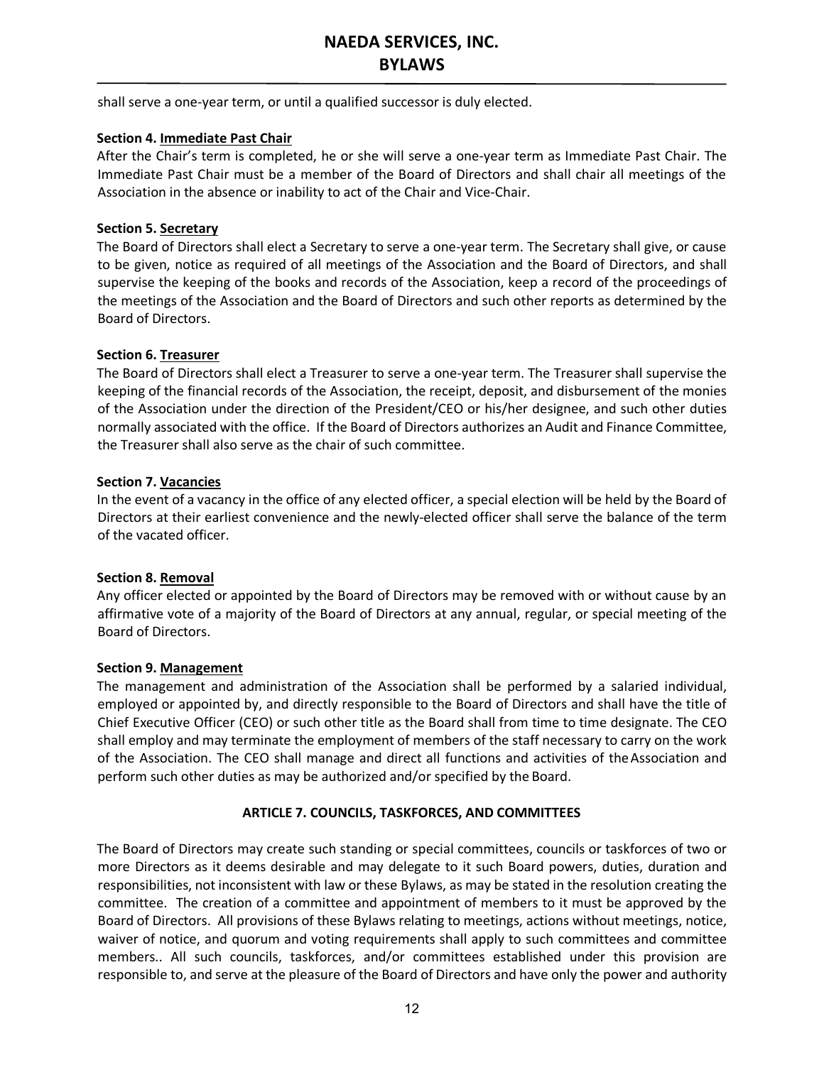shall serve a one-year term, or until a qualified successor is duly elected.

**Section 4. Immediate Past Chair**
After the Chair's term is completed, he or she will serve a one-year term as Immediate Past Chair. The Immediate Past Chair must be a member of the Board of Directors and shall chair all meetings of the Association in the absence or inability to act of the Chair and Vice-Chair.

**Section 5. Secretary**
The Board of Directors shall elect a Secretary to serve a one-year term. The Secretary shall give, or cause to be given, notice as required of all meetings of the Association and the Board of Directors, and shall supervise the keeping of the books and records of the Association, keep a record of the proceedings of the meetings of the Association and the Board of Directors and such other reports as determined by the Board of Directors.

**Section 6. Treasurer**
The Board of Directors shall elect a Treasurer to serve a one-year term. The Treasurer shall supervise the keeping of the financial records of the Association, the receipt, deposit, and disbursement of the monies of the Association under the direction of the President/CEO or his/her designee, and such other duties normally associated with the office. If the Board of Directors authorizes an Audit and Finance Committee, the Treasurer shall also serve as the chair of such committee.

**Section 7. Vacancies**
In the event of a vacancy in the office of any elected officer, a special election will be held by the Board of Directors at their earliest convenience and the newly-elected officer shall serve the balance of the term of the vacated officer.

**Section 8. Removal**
Any officer elected or appointed by the Board of Directors may be removed with or without cause by an affirmative vote of a majority of the Board of Directors at any annual, regular, or special meeting of the Board of Directors.

**Section 9. Management**
The management and administration of the Association shall be performed by a salaried individual, employed or appointed by, and directly responsible to the Board of Directors and shall have the title of Chief Executive Officer (CEO) or such other title as the Board shall from time to time designate. The CEO shall employ and may terminate the employment of members of the staff necessary to carry on the work of the Association. The CEO shall manage and direct all functions and activities of the Association and perform such other duties as may be authorized and/or specified by the Board.

## ARTICLE 7. COUNCILS, TASKFORCES, AND COMMITTEES

The Board of Directors may create such standing or special committees, councils or taskforces of two or more Directors as it deems desirable and may delegate to it such Board powers, duties, duration and responsibilities, not inconsistent with law or these Bylaws, as may be stated in the resolution creating the committee. The creation of a committee and appointment of members to it must be approved by the Board of Directors. All provisions of these Bylaws relating to meetings, actions without meetings, notice, waiver of notice, and quorum and voting requirements shall apply to such committees and committee members.. All such councils, taskforces, and/or committees established under this provision are responsible to, and serve at the pleasure of the Board of Directors and have only the power and authority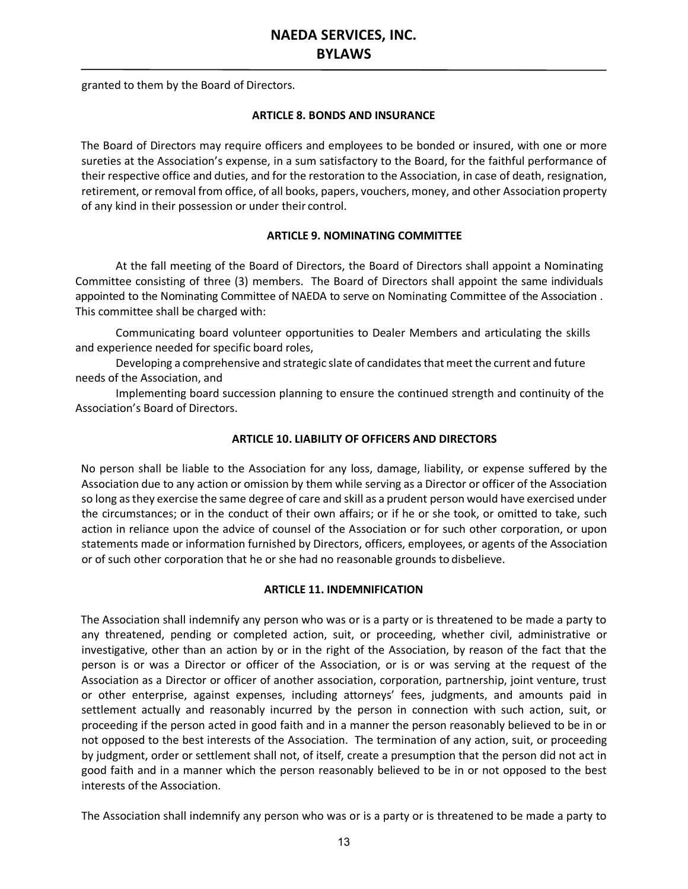granted to them by the Board of Directors.

## ARTICLE 8. BONDS AND INSURANCE

The Board of Directors may require officers and employees to be bonded or insured, with one or more sureties at the Association's expense, in a sum satisfactory to the Board, for the faithful performance of their respective office and duties, and for the restoration to the Association, in case of death, resignation, retirement, or removal from office, of all books, papers, vouchers, money, and other Association property of any kind in their possession or under their control.

## ARTICLE 9. NOMINATING COMMITTEE

At the fall meeting of the Board of Directors, the Board of Directors shall appoint a Nominating Committee consisting of three (3) members. The Board of Directors shall appoint the same individuals appointed to the Nominating Committee of NAEDA to serve on Nominating Committee of the Association . This committee shall be charged with:

Communicating board volunteer opportunities to Dealer Members and articulating the skills and experience needed for specific board roles,

Developing a comprehensive and strategic slate of candidates that meet the current and future needs of the Association, and

Implementing board succession planning to ensure the continued strength and continuity of the Association's Board of Directors.

## ARTICLE 10. LIABILITY OF OFFICERS AND DIRECTORS

No person shall be liable to the Association for any loss, damage, liability, or expense suffered by the Association due to any action or omission by them while serving as a Director or officer of the Association so long as they exercise the same degree of care and skill as a prudent person would have exercised under the circumstances; or in the conduct of their own affairs; or if he or she took, or omitted to take, such action in reliance upon the advice of counsel of the Association or for such other corporation, or upon statements made or information furnished by Directors, officers, employees, or agents of the Association or of such other corporation that he or she had no reasonable grounds to disbelieve.

## ARTICLE 11. INDEMNIFICATION

The Association shall indemnify any person who was or is a party or is threatened to be made a party to any threatened, pending or completed action, suit, or proceeding, whether civil, administrative or investigative, other than an action by or in the right of the Association, by reason of the fact that the person is or was a Director or officer of the Association, or is or was serving at the request of the Association as a Director or officer of another association, corporation, partnership, joint venture, trust or other enterprise, against expenses, including attorneys' fees, judgments, and amounts paid in settlement actually and reasonably incurred by the person in connection with such action, suit, or proceeding if the person acted in good faith and in a manner the person reasonably believed to be in or not opposed to the best interests of the Association. The termination of any action, suit, or proceeding by judgment, order or settlement shall not, of itself, create a presumption that the person did not act in good faith and in a manner which the person reasonably believed to be in or not opposed to the best interests of the Association.

The Association shall indemnify any person who was or is a party or is threatened to be made a party to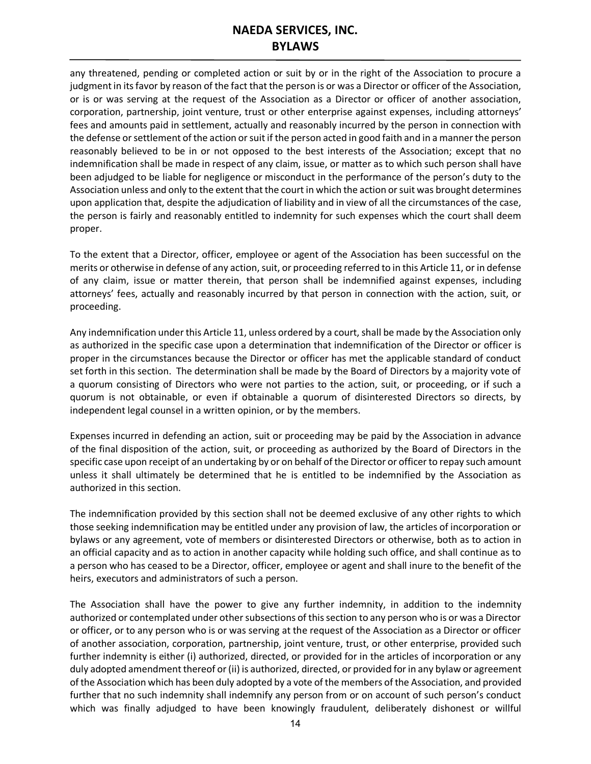any threatened, pending or completed action or suit by or in the right of the Association to procure a judgment in its favor by reason of the fact that the person is or was a Director or officer of the Association, or is or was serving at the request of the Association as a Director or officer of another association, corporation, partnership, joint venture, trust or other enterprise against expenses, including attorneys' fees and amounts paid in settlement, actually and reasonably incurred by the person in connection with the defense or settlement of the action or suit if the person acted in good faith and in a manner the person reasonably believed to be in or not opposed to the best interests of the Association; except that no indemnification shall be made in respect of any claim, issue, or matter as to which such person shall have been adjudged to be liable for negligence or misconduct in the performance of the person's duty to the Association unless and only to the extent that the court in which the action or suit was brought determines upon application that, despite the adjudication of liability and in view of all the circumstances of the case, the person is fairly and reasonably entitled to indemnity for such expenses which the court shall deem proper.

To the extent that a Director, officer, employee or agent of the Association has been successful on the merits or otherwise in defense of any action, suit, or proceeding referred to in this Article 11, or in defense of any claim, issue or matter therein, that person shall be indemnified against expenses, including attorneys' fees, actually and reasonably incurred by that person in connection with the action, suit, or proceeding.

Any indemnification under this Article 11, unless ordered by a court, shall be made by the Association only as authorized in the specific case upon a determination that indemnification of the Director or officer is proper in the circumstances because the Director or officer has met the applicable standard of conduct set forth in this section. The determination shall be made by the Board of Directors by a majority vote of a quorum consisting of Directors who were not parties to the action, suit, or proceeding, or if such a quorum is not obtainable, or even if obtainable a quorum of disinterested Directors so directs, by independent legal counsel in a written opinion, or by the members.

Expenses incurred in defending an action, suit or proceeding may be paid by the Association in advance of the final disposition of the action, suit, or proceeding as authorized by the Board of Directors in the specific case upon receipt of an undertaking by or on behalf of the Director or officer to repay such amount unless it shall ultimately be determined that he is entitled to be indemnified by the Association as authorized in this section.

The indemnification provided by this section shall not be deemed exclusive of any other rights to which those seeking indemnification may be entitled under any provision of law, the articles of incorporation or bylaws or any agreement, vote of members or disinterested Directors or otherwise, both as to action in an official capacity and as to action in another capacity while holding such office, and shall continue as to a person who has ceased to be a Director, officer, employee or agent and shall inure to the benefit of the heirs, executors and administrators of such a person.

The Association shall have the power to give any further indemnity, in addition to the indemnity authorized or contemplated under other subsections of this section to any person who is or was a Director or officer, or to any person who is or was serving at the request of the Association as a Director or officer of another association, corporation, partnership, joint venture, trust, or other enterprise, provided such further indemnity is either (i) authorized, directed, or provided for in the articles of incorporation or any duly adopted amendment thereof or (ii) is authorized, directed, or provided for in any bylaw or agreement of the Association which has been duly adopted by a vote of the members of the Association, and provided further that no such indemnity shall indemnify any person from or on account of such person's conduct which was finally adjudged to have been knowingly fraudulent, deliberately dishonest or willful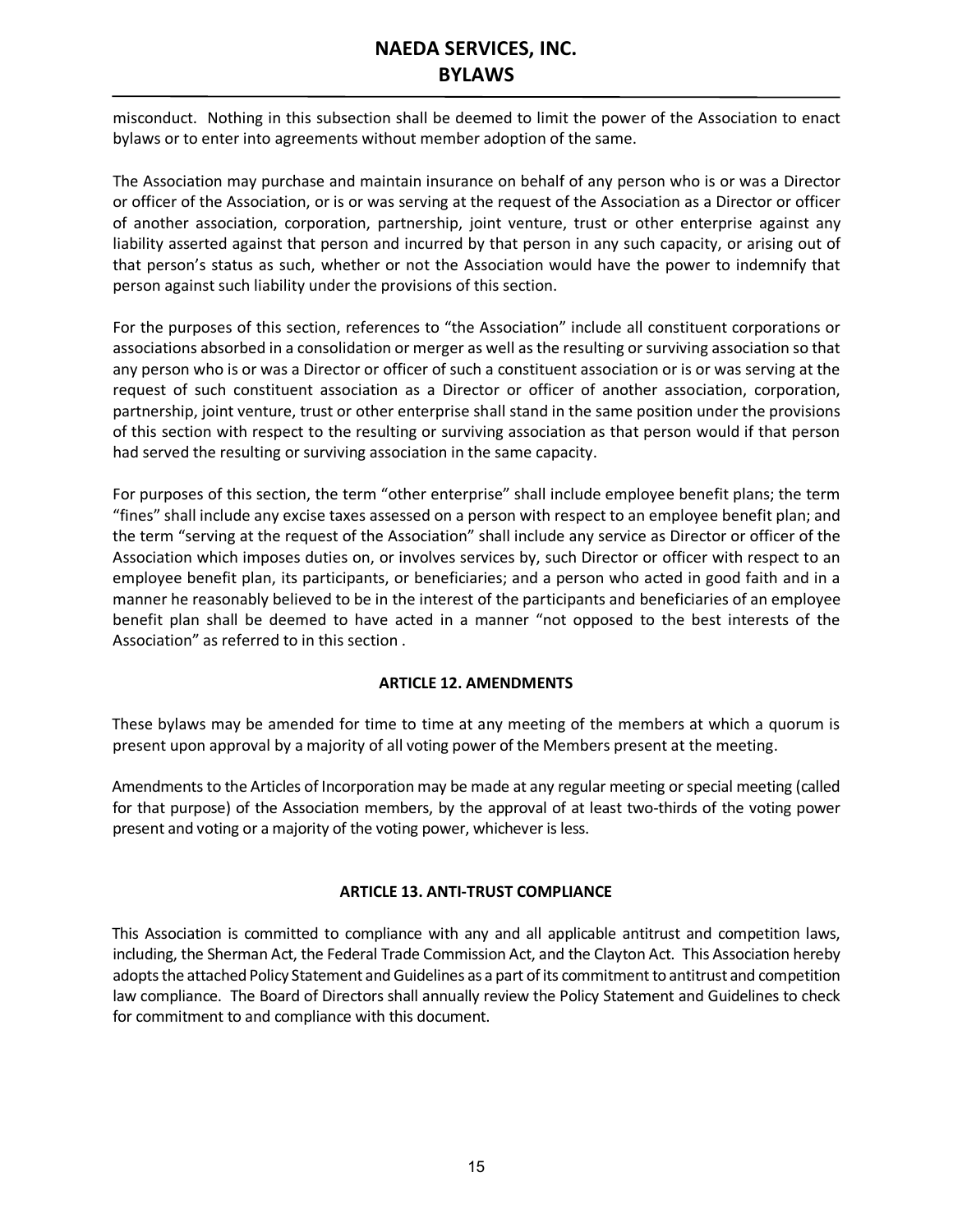misconduct. Nothing in this subsection shall be deemed to limit the power of the Association to enact bylaws or to enter into agreements without member adoption of the same.

The Association may purchase and maintain insurance on behalf of any person who is or was a Director or officer of the Association, or is or was serving at the request of the Association as a Director or officer of another association, corporation, partnership, joint venture, trust or other enterprise against any liability asserted against that person and incurred by that person in any such capacity, or arising out of that person's status as such, whether or not the Association would have the power to indemnify that person against such liability under the provisions of this section.

For the purposes of this section, references to "the Association" include all constituent corporations or associations absorbed in a consolidation or merger as well as the resulting or surviving association so that any person who is or was a Director or officer of such a constituent association or is or was serving at the request of such constituent association as a Director or officer of another association, corporation, partnership, joint venture, trust or other enterprise shall stand in the same position under the provisions of this section with respect to the resulting or surviving association as that person would if that person had served the resulting or surviving association in the same capacity.

For purposes of this section, the term "other enterprise" shall include employee benefit plans; the term "fines" shall include any excise taxes assessed on a person with respect to an employee benefit plan; and the term "serving at the request of the Association" shall include any service as Director or officer of the Association which imposes duties on, or involves services by, such Director or officer with respect to an employee benefit plan, its participants, or beneficiaries; and a person who acted in good faith and in a manner he reasonably believed to be in the interest of the participants and beneficiaries of an employee benefit plan shall be deemed to have acted in a manner "not opposed to the best interests of the Association" as referred to in this section .

## ARTICLE 12. AMENDMENTS

These bylaws may be amended for time to time at any meeting of the members at which a quorum is present upon approval by a majority of all voting power of the Members present at the meeting.

Amendments to the Articles of Incorporation may be made at any regular meeting or special meeting (called for that purpose) of the Association members, by the approval of at least two-thirds of the voting power present and voting or a majority of the voting power, whichever is less.

## ARTICLE 13. ANTI-TRUST COMPLIANCE

This Association is committed to compliance with any and all applicable antitrust and competition laws, including, the Sherman Act, the Federal Trade Commission Act, and the Clayton Act. This Association hereby adopts the attached Policy Statement and Guidelines as a part of its commitment to antitrust and competition law compliance. The Board of Directors shall annually review the Policy Statement and Guidelines to check for commitment to and compliance with this document.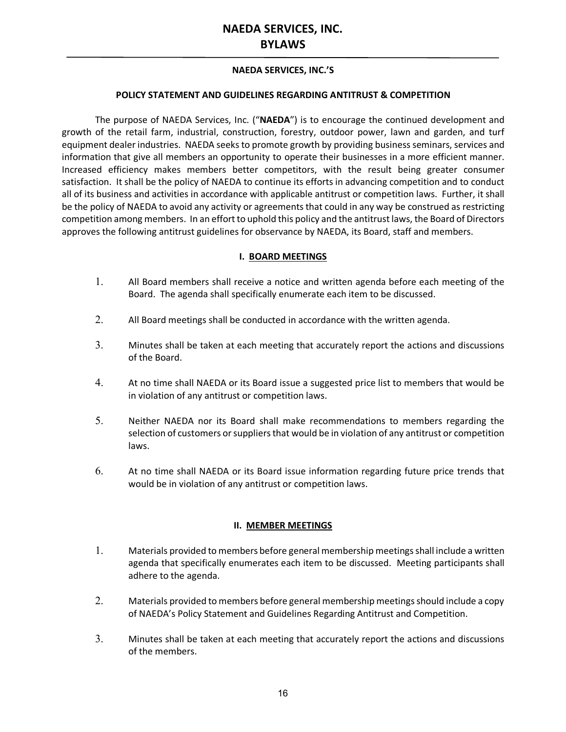# NAEDA SERVICES, INC.
# BYLAWS

**NAEDA SERVICES, INC.'S**

**POLICY STATEMENT AND GUIDELINES REGARDING ANTITRUST & COMPETITION**

The purpose of NAEDA Services, Inc. ("**NAEDA**") is to encourage the continued development and growth of the retail farm, industrial, construction, forestry, outdoor power, lawn and garden, and turf equipment dealer industries. NAEDA seeks to promote growth by providing business seminars, services and information that give all members an opportunity to operate their businesses in a more efficient manner. Increased efficiency makes members better competitors, with the result being greater consumer satisfaction. It shall be the policy of NAEDA to continue its efforts in advancing competition and to conduct all of its business and activities in accordance with applicable antitrust or competition laws. Further, it shall be the policy of NAEDA to avoid any activity or agreements that could in any way be construed as restricting competition among members. In an effort to uphold this policy and the antitrust laws, the Board of Directors approves the following antitrust guidelines for observance by NAEDA, its Board, staff and members.

## I. BOARD MEETINGS

1. All Board members shall receive a notice and written agenda before each meeting of the Board. The agenda shall specifically enumerate each item to be discussed.

2. All Board meetings shall be conducted in accordance with the written agenda.

3. Minutes shall be taken at each meeting that accurately report the actions and discussions of the Board.

4. At no time shall NAEDA or its Board issue a suggested price list to members that would be in violation of any antitrust or competition laws.

5. Neither NAEDA nor its Board shall make recommendations to members regarding the selection of customers or suppliers that would be in violation of any antitrust or competition laws.

6. At no time shall NAEDA or its Board issue information regarding future price trends that would be in violation of any antitrust or competition laws.

## II. MEMBER MEETINGS

1. Materials provided to members before general membership meetings shall include a written agenda that specifically enumerates each item to be discussed. Meeting participants shall adhere to the agenda.

2. Materials provided to members before general membership meetings should include a copy of NAEDA's Policy Statement and Guidelines Regarding Antitrust and Competition.

3. Minutes shall be taken at each meeting that accurately report the actions and discussions of the members.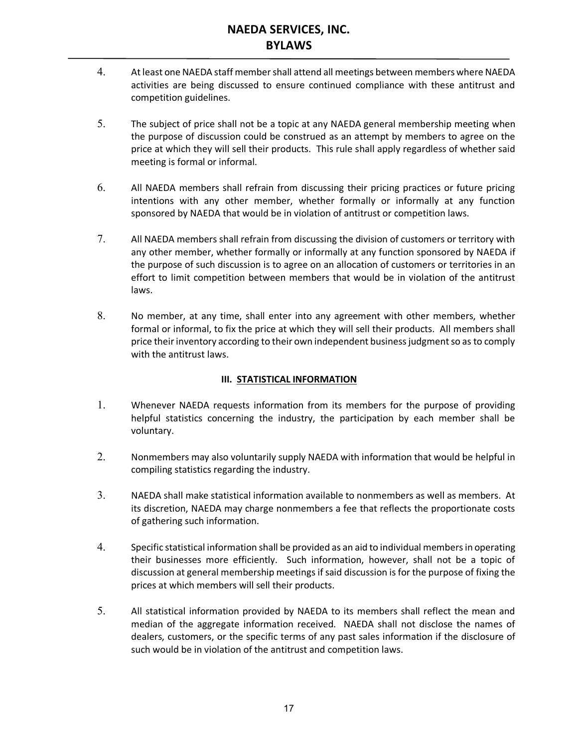4. At least one NAEDA staff member shall attend all meetings between members where NAEDA activities are being discussed to ensure continued compliance with these antitrust and competition guidelines.

5. The subject of price shall not be a topic at any NAEDA general membership meeting when the purpose of discussion could be construed as an attempt by members to agree on the price at which they will sell their products. This rule shall apply regardless of whether said meeting is formal or informal.

6. All NAEDA members shall refrain from discussing their pricing practices or future pricing intentions with any other member, whether formally or informally at any function sponsored by NAEDA that would be in violation of antitrust or competition laws.

7. All NAEDA members shall refrain from discussing the division of customers or territory with any other member, whether formally or informally at any function sponsored by NAEDA if the purpose of such discussion is to agree on an allocation of customers or territories in an effort to limit competition between members that would be in violation of the antitrust laws.

8. No member, at any time, shall enter into any agreement with other members, whether formal or informal, to fix the price at which they will sell their products. All members shall price their inventory according to their own independent business judgment so as to comply with the antitrust laws.

### III. STATISTICAL INFORMATION

1. Whenever NAEDA requests information from its members for the purpose of providing helpful statistics concerning the industry, the participation by each member shall be voluntary.

2. Nonmembers may also voluntarily supply NAEDA with information that would be helpful in compiling statistics regarding the industry.

3. NAEDA shall make statistical information available to nonmembers as well as members. At its discretion, NAEDA may charge nonmembers a fee that reflects the proportionate costs of gathering such information.

4. Specific statistical information shall be provided as an aid to individual members in operating their businesses more efficiently. Such information, however, shall not be a topic of discussion at general membership meetings if said discussion is for the purpose of fixing the prices at which members will sell their products.

5. All statistical information provided by NAEDA to its members shall reflect the mean and median of the aggregate information received. NAEDA shall not disclose the names of dealers, customers, or the specific terms of any past sales information if the disclosure of such would be in violation of the antitrust and competition laws.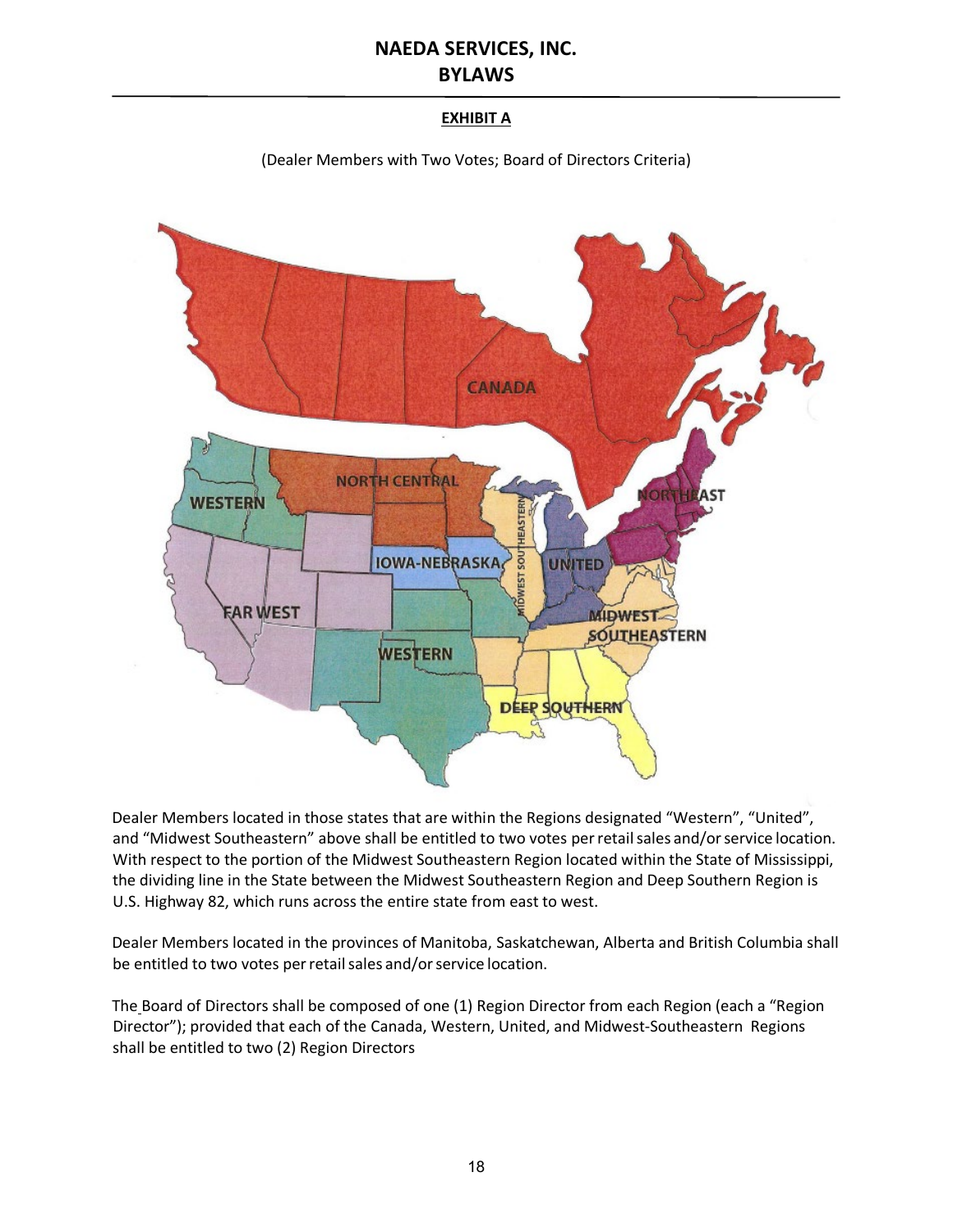## EXHIBIT A

(Dealer Members with Two Votes; Board of Directors Criteria)

Dealer Members located in those states that are within the Regions designated "Western", "United", and "Midwest Southeastern" above shall be entitled to two votes per retail sales and/or service location. With respect to the portion of the Midwest Southeastern Region located within the State of Mississippi, the dividing line in the State between the Midwest Southeastern Region and Deep Southern Region is U.S. Highway 82, which runs across the entire state from east to west.

Dealer Members located in the provinces of Manitoba, Saskatchewan, Alberta and British Columbia shall be entitled to two votes per retail sales and/or service location.

The Board of Directors shall be composed of one (1) Region Director from each Region (each a "Region Director"); provided that each of the Canada, Western, United, and Midwest-Southeastern Regions shall be entitled to two (2) Region Directors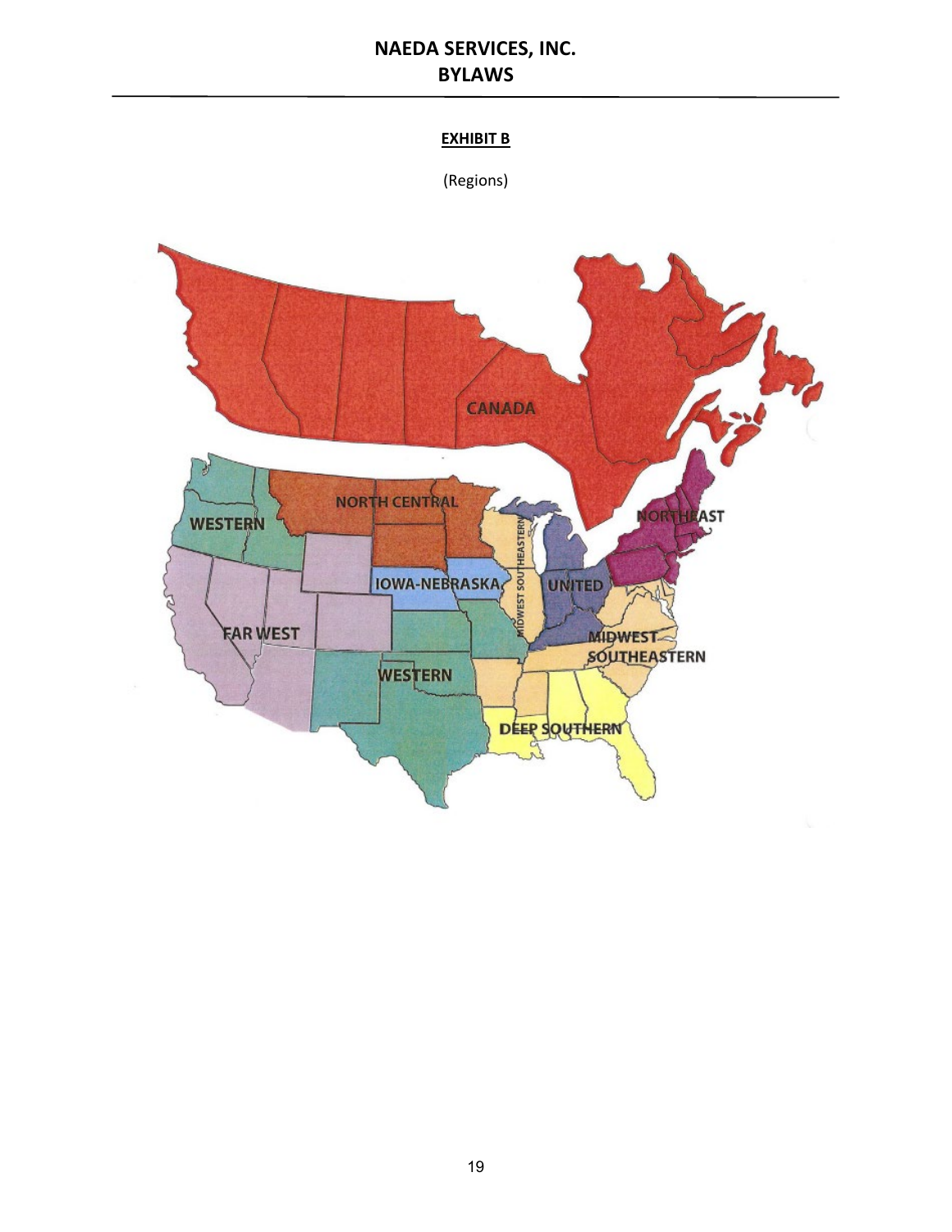**EXHIBIT B**

(Regions)

CANADA

NORTH CENTRAL

WESTERN

NORTHEAST

IOWA-NEBRASKA

MIDWEST SOUTHEASTERN

UNITED

FAR WEST

MIDWEST SOUTHEASTERN

WESTERN

DEEP SOUTHERN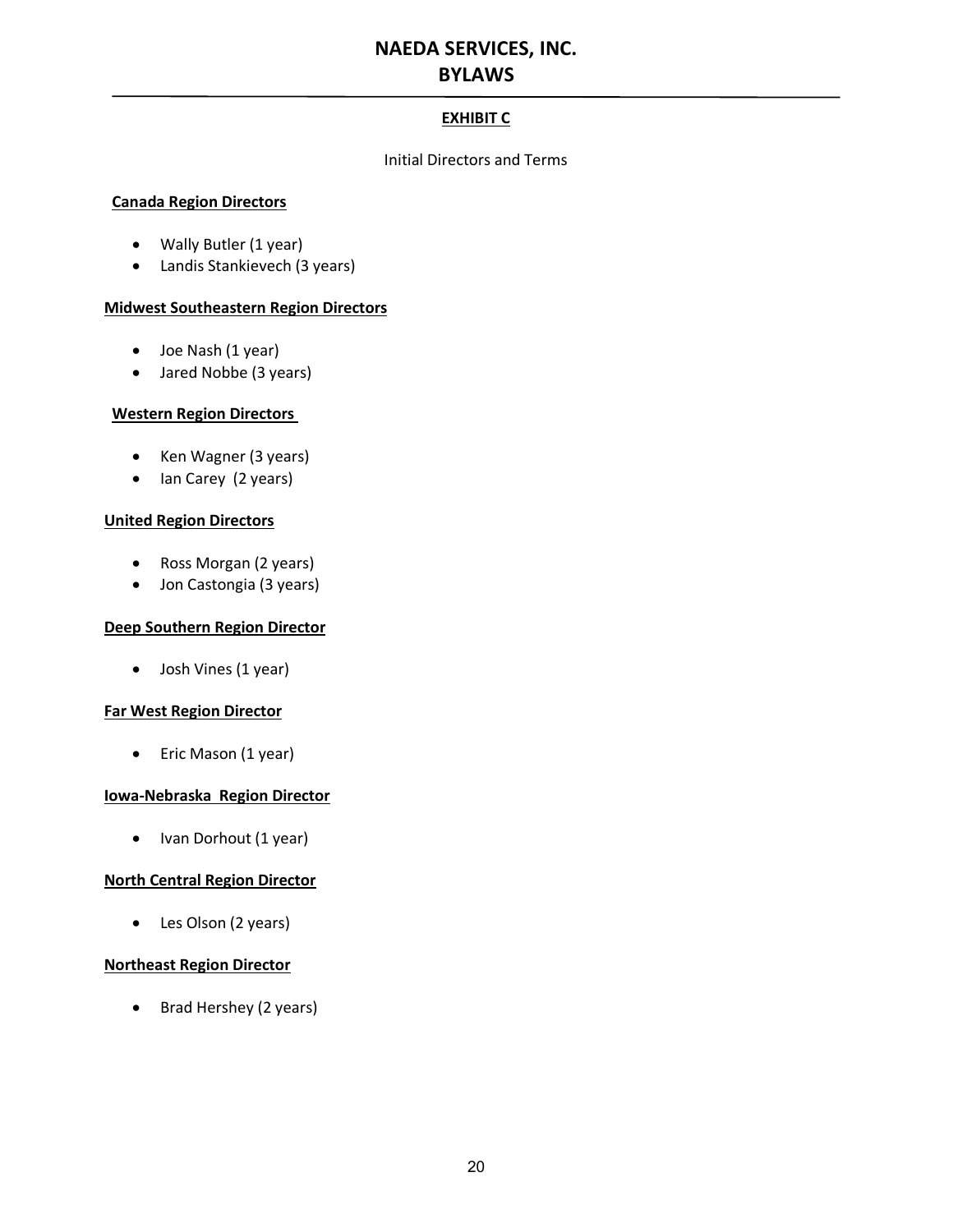# EXHIBIT C

Initial Directors and Terms

**Canada Region Directors**

- Wally Butler (1 year)
- Landis Stankievech (3 years)

**Midwest Southeastern Region Directors**

- Joe Nash (1 year)
- Jared Nobbe (3 years)

**Western Region Directors**

- Ken Wagner (3 years)
- Ian Carey (2 years)

**United Region Directors**

- Ross Morgan (2 years)
- Jon Castongia (3 years)

**Deep Southern Region Director**

- Josh Vines (1 year)

**Far West Region Director**

- Eric Mason (1 year)

**Iowa-Nebraska Region Director**

- Ivan Dorhout (1 year)

**North Central Region Director**

- Les Olson (2 years)

**Northeast Region Director**

- Brad Hershey (2 years)